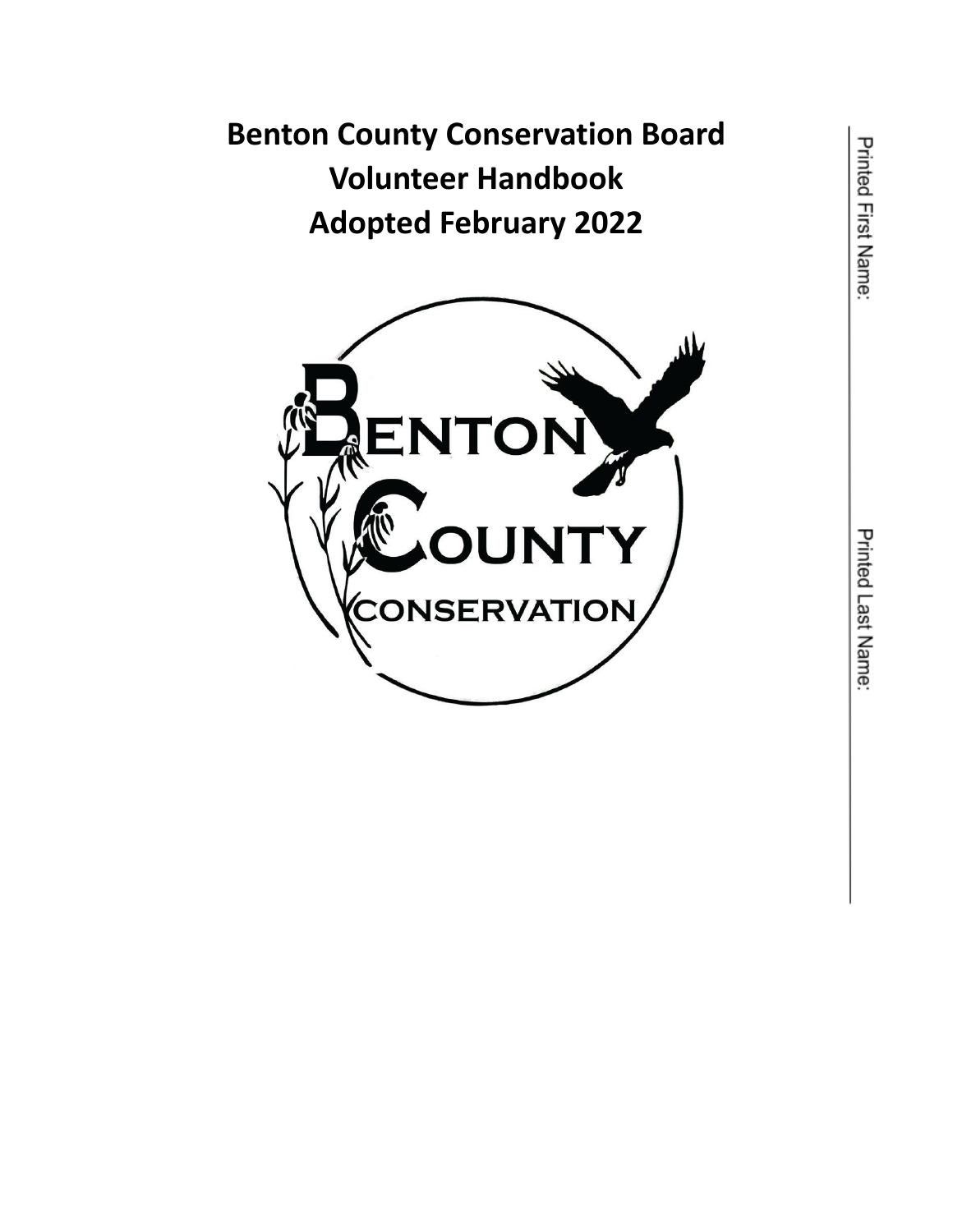# Benton County Conservation Board
# Volunteer Handbook
# Adopted February 2022

Printed First Name: ______________________

Printed Last Name: ______________________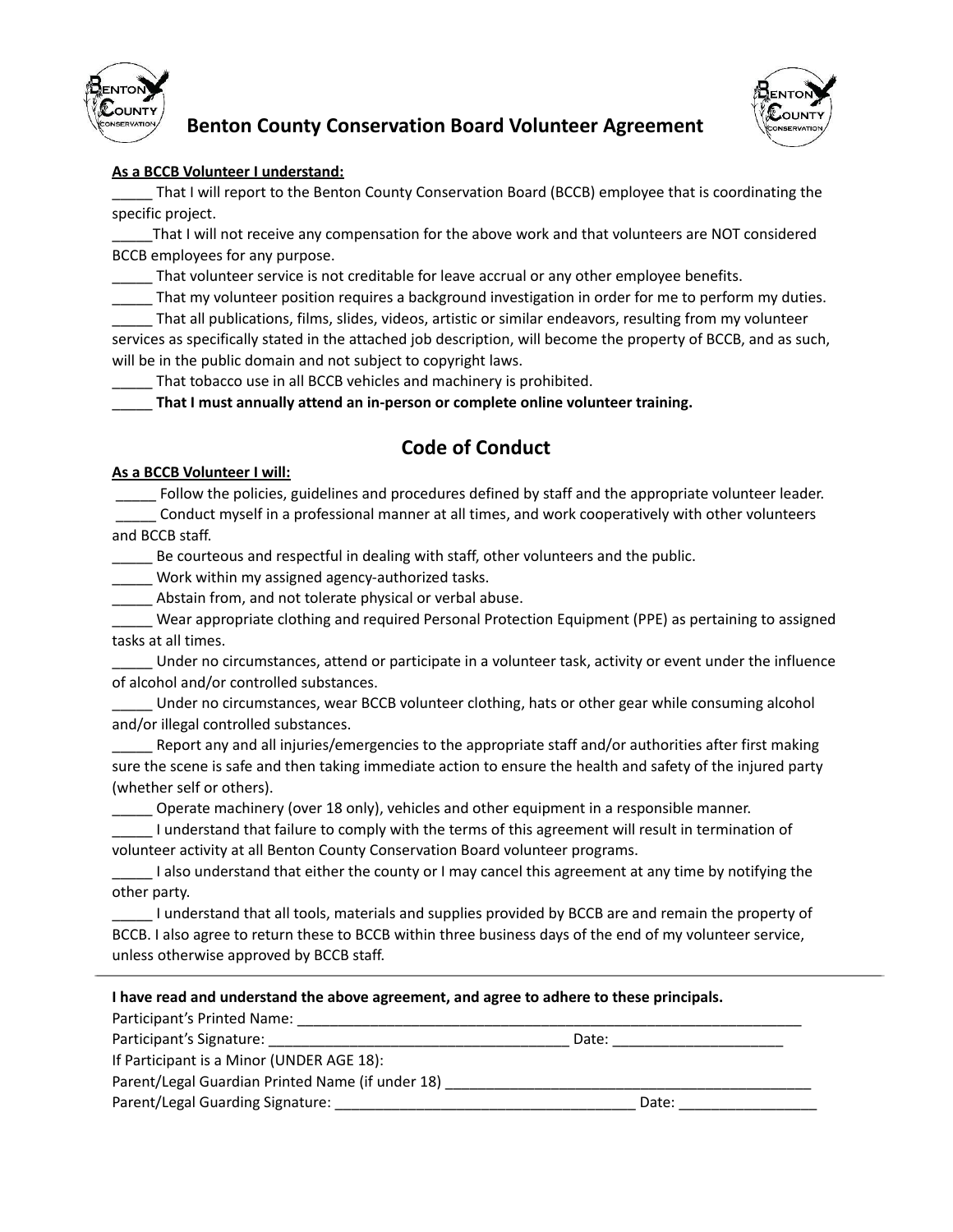# Benton County Conservation Board Volunteer Agreement

**As a BCCB Volunteer I understand:**

_____ That I will report to the Benton County Conservation Board (BCCB) employee that is coordinating the specific project.

_____That I will not receive any compensation for the above work and that volunteers are NOT considered BCCB employees for any purpose.

_____ That volunteer service is not creditable for leave accrual or any other employee benefits.

_____ That my volunteer position requires a background investigation in order for me to perform my duties.

_____ That all publications, films, slides, videos, artistic or similar endeavors, resulting from my volunteer services as specifically stated in the attached job description, will become the property of BCCB, and as such, will be in the public domain and not subject to copyright laws.

_____ That tobacco use in all BCCB vehicles and machinery is prohibited.

_____ **That I must annually attend an in-person or complete online volunteer training.**

## Code of Conduct

**As a BCCB Volunteer I will:**

_____ Follow the policies, guidelines and procedures defined by staff and the appropriate volunteer leader.

_____ Conduct myself in a professional manner at all times, and work cooperatively with other volunteers and BCCB staff.

_____ Be courteous and respectful in dealing with staff, other volunteers and the public.

_____ Work within my assigned agency-authorized tasks.

_____ Abstain from, and not tolerate physical or verbal abuse.

_____ Wear appropriate clothing and required Personal Protection Equipment (PPE) as pertaining to assigned tasks at all times.

_____ Under no circumstances, attend or participate in a volunteer task, activity or event under the influence of alcohol and/or controlled substances.

_____ Under no circumstances, wear BCCB volunteer clothing, hats or other gear while consuming alcohol and/or illegal controlled substances.

_____ Report any and all injuries/emergencies to the appropriate staff and/or authorities after first making sure the scene is safe and then taking immediate action to ensure the health and safety of the injured party (whether self or others).

_____ Operate machinery (over 18 only), vehicles and other equipment in a responsible manner.

_____ I understand that failure to comply with the terms of this agreement will result in termination of volunteer activity at all Benton County Conservation Board volunteer programs.

_____ I also understand that either the county or I may cancel this agreement at any time by notifying the other party.

_____ I understand that all tools, materials and supplies provided by BCCB are and remain the property of BCCB. I also agree to return these to BCCB within three business days of the end of my volunteer service, unless otherwise approved by BCCB staff.

---

**I have read and understand the above agreement, and agree to adhere to these principals.**

Participant's Printed Name: ___________________________________________________________________

Participant's Signature: ______________________________________ Date: ______________________

If Participant is a Minor (UNDER AGE 18):

Parent/Legal Guardian Printed Name (if under 18) ______________________________________________

Parent/Legal Guarding Signature: ______________________________________ Date: __________________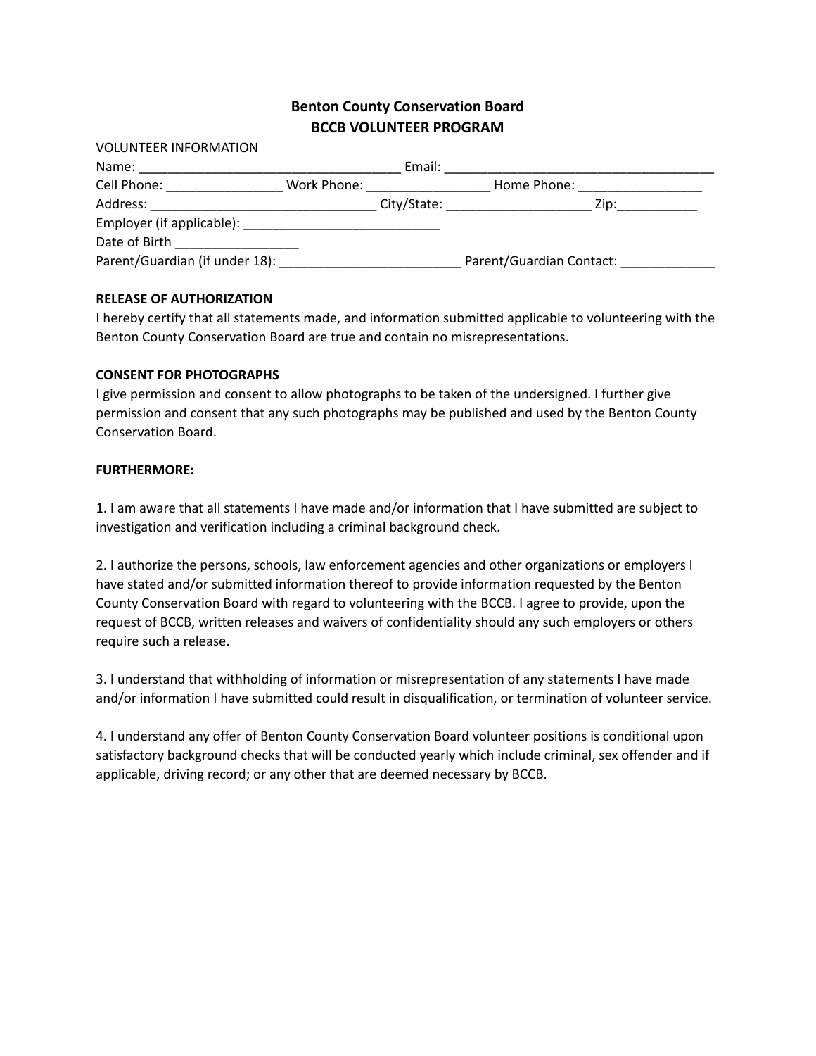**Benton County Conservation Board**
**BCCB VOLUNTEER PROGRAM**

VOLUNTEER INFORMATION

Name: ___________________________________ Email: ____________________________________

Cell Phone: ________________ Work Phone: _________________ Home Phone: _________________

Address: ______________________________ City/State: ___________________ Zip:___________

Employer (if applicable): ___________________________

Date of Birth _________________

Parent/Guardian (if under 18): ________________________ Parent/Guardian Contact: _____________

**RELEASE OF AUTHORIZATION**

I hereby certify that all statements made, and information submitted applicable to volunteering with the Benton County Conservation Board are true and contain no misrepresentations.

**CONSENT FOR PHOTOGRAPHS**

I give permission and consent to allow photographs to be taken of the undersigned. I further give permission and consent that any such photographs may be published and used by the Benton County Conservation Board.

**FURTHERMORE:**

1. I am aware that all statements I have made and/or information that I have submitted are subject to investigation and verification including a criminal background check.

2. I authorize the persons, schools, law enforcement agencies and other organizations or employers I have stated and/or submitted information thereof to provide information requested by the Benton County Conservation Board with regard to volunteering with the BCCB. I agree to provide, upon the request of BCCB, written releases and waivers of confidentiality should any such employers or others require such a release.

3. I understand that withholding of information or misrepresentation of any statements I have made and/or information I have submitted could result in disqualification, or termination of volunteer service.

4. I understand any offer of Benton County Conservation Board volunteer positions is conditional upon satisfactory background checks that will be conducted yearly which include criminal, sex offender and if applicable, driving record; or any other that are deemed necessary by BCCB.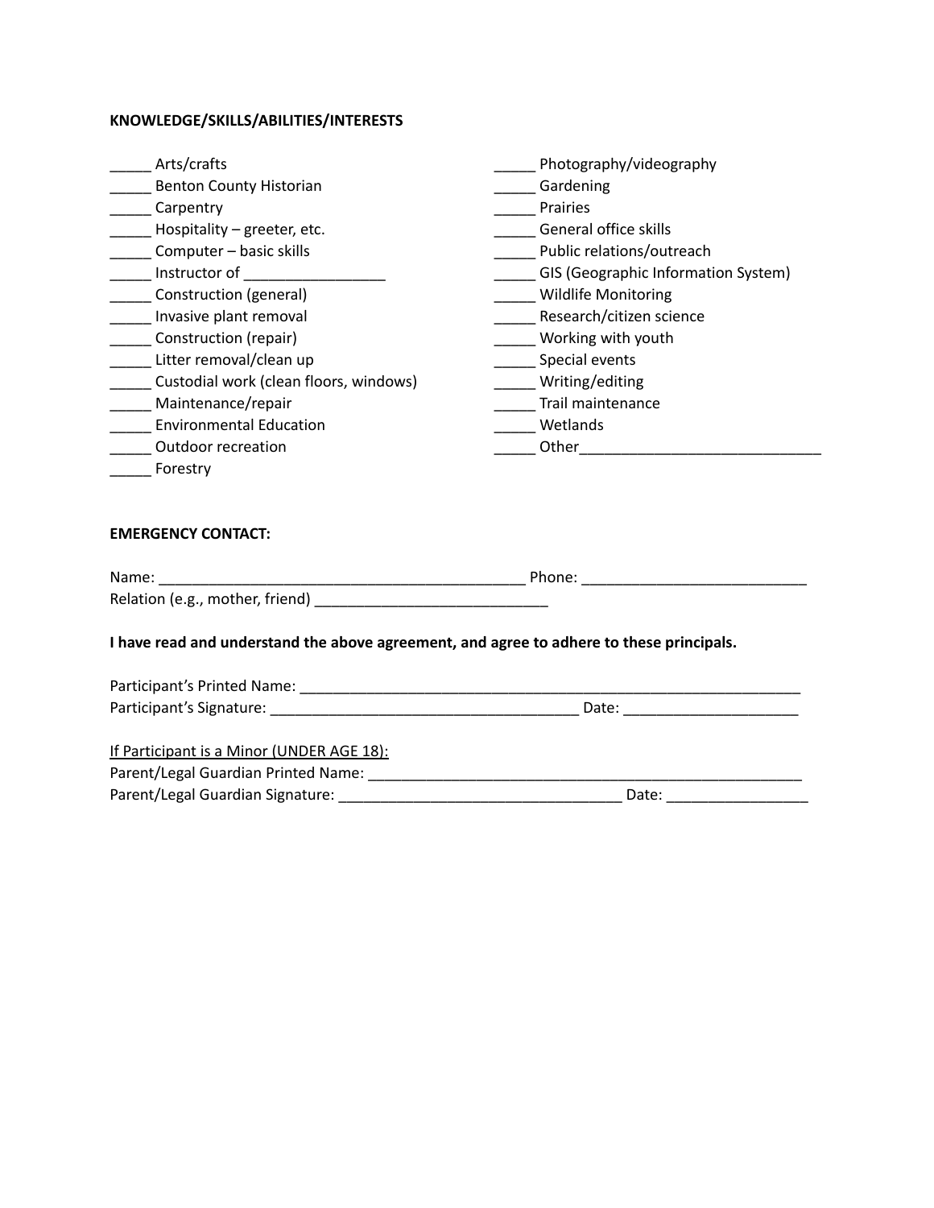**KNOWLEDGE/SKILLS/ABILITIES/INTERESTS**

_____ Arts/crafts
_____ Benton County Historian
_____ Carpentry
_____ Hospitality – greeter, etc.
_____ Computer – basic skills
_____ Instructor of _________________
_____ Construction (general)
_____ Invasive plant removal
_____ Construction (repair)
_____ Litter removal/clean up
_____ Custodial work (clean floors, windows)
_____ Maintenance/repair
_____ Environmental Education
_____ Outdoor recreation
_____ Forestry
_____ Photography/videography
_____ Gardening
_____ Prairies
_____ General office skills
_____ Public relations/outreach
_____ GIS (Geographic Information System)
_____ Wildlife Monitoring
_____ Research/citizen science
_____ Working with youth
_____ Special events
_____ Writing/editing
_____ Trail maintenance
_____ Wetlands
_____ Other_____________________________

**EMERGENCY CONTACT:**

Name: _____________________________________________ Phone: ___________________________
Relation (e.g., mother, friend) ____________________________

**I have read and understand the above agreement, and agree to adhere to these principals.**

Participant's Printed Name: _______________________________________________________________
Participant's Signature: _____________________________________ Date: _____________________

<u>If Participant is a Minor (UNDER AGE 18):</u>
Parent/Legal Guardian Printed Name: ______________________________________________________
Parent/Legal Guardian Signature: __________________________________ Date: _________________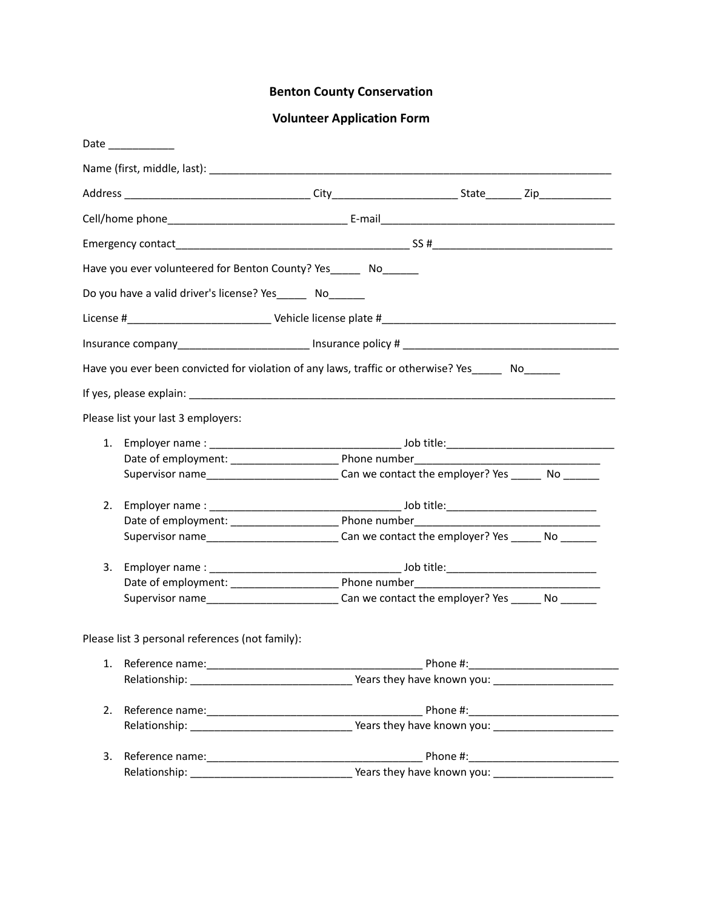**Benton County Conservation**

**Volunteer Application Form**

Date ___________

Name (first, middle, last): ____________________________________________________________________

Address _______________________________ City_____________________ State______ Zip____________

Cell/home phone______________________________ E-mail________________________________________

Emergency contact_______________________________________ SS #______________________________

Have you ever volunteered for Benton County? Yes_____ No______

Do you have a valid driver's license? Yes_____ No______

License #________________________ Vehicle license plate #_______________________________________

Insurance company______________________ Insurance policy # ____________________________________

Have you ever been convicted for violation of any laws, traffic or otherwise? Yes_____ No______

If yes, please explain: _________________________________________________________________________

Please list your last 3 employers:

1. Employer name : ________________________________ Job title:____________________________
   Date of employment: __________________ Phone number______________________________
   Supervisor name______________________ Can we contact the employer? Yes _____ No ______

2. Employer name : ________________________________ Job title:_________________________
   Date of employment: __________________ Phone number______________________________
   Supervisor name______________________ Can we contact the employer? Yes _____ No ______

3. Employer name : ________________________________ Job title:_________________________
   Date of employment: __________________ Phone number______________________________
   Supervisor name______________________ Can we contact the employer? Yes _____ No ______

Please list 3 personal references (not family):

1. Reference name:_____________________________________ Phone #:_________________________
   Relationship: ___________________________ Years they have known you: ____________________

2. Reference name:_____________________________________ Phone #:_________________________
   Relationship: ___________________________ Years they have known you: ____________________

3. Reference name:_____________________________________ Phone #:_________________________
   Relationship: ___________________________ Years they have known you: ____________________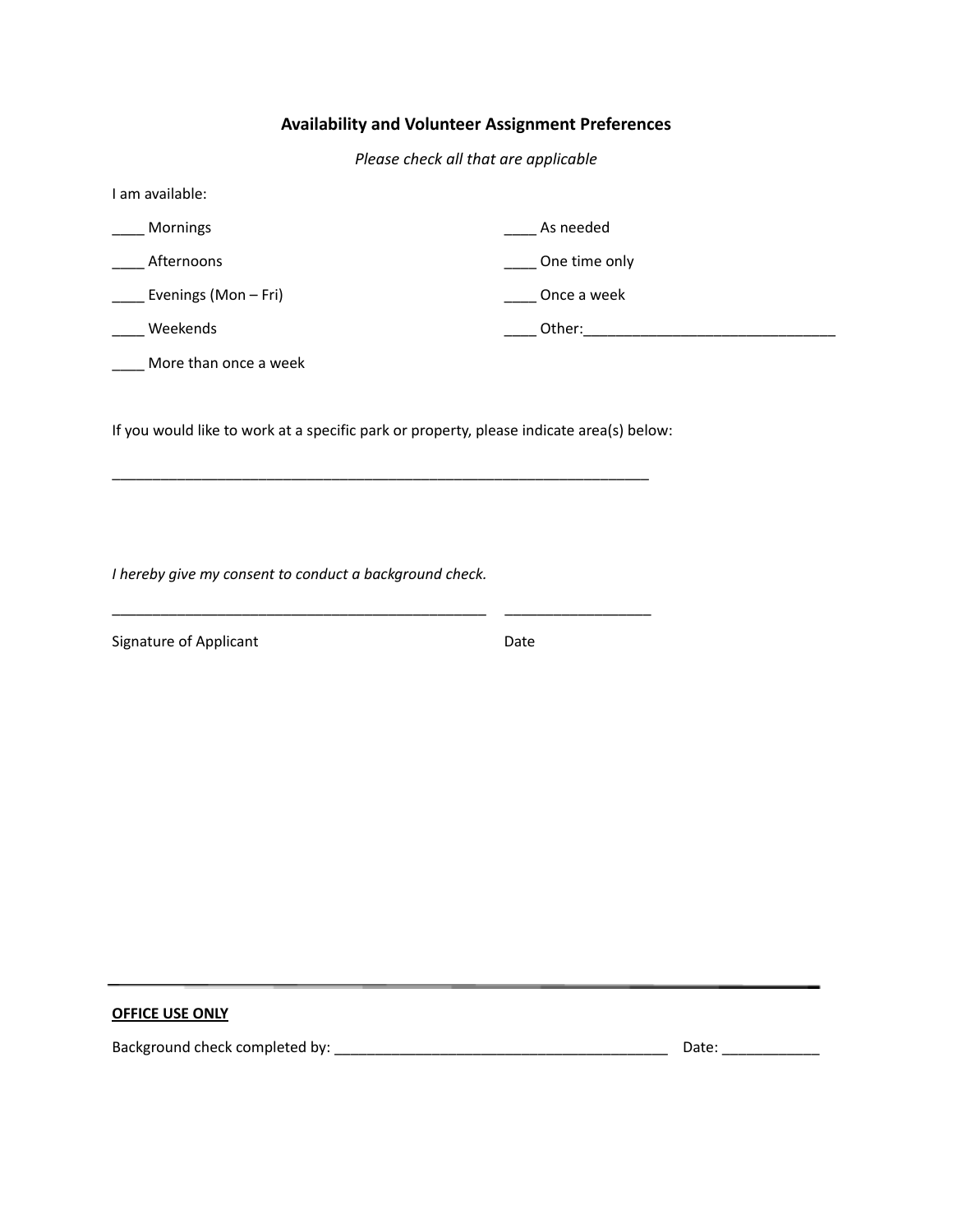## Availability and Volunteer Assignment Preferences

*Please check all that are applicable*

I am available:

____ Mornings

____ Afternoons

____ Evenings (Mon – Fri)

____ Weekends

____ More than once a week

____ As needed

____ One time only

____ Once a week

____ Other:_______________________________

If you would like to work at a specific park or property, please indicate area(s) below:

_____________________________________________________________________

*I hereby give my consent to conduct a background check.*

_______________________________________________ __________________

Signature of Applicant Date

---

**OFFICE USE ONLY**

Background check completed by: __________________________________________ Date: ____________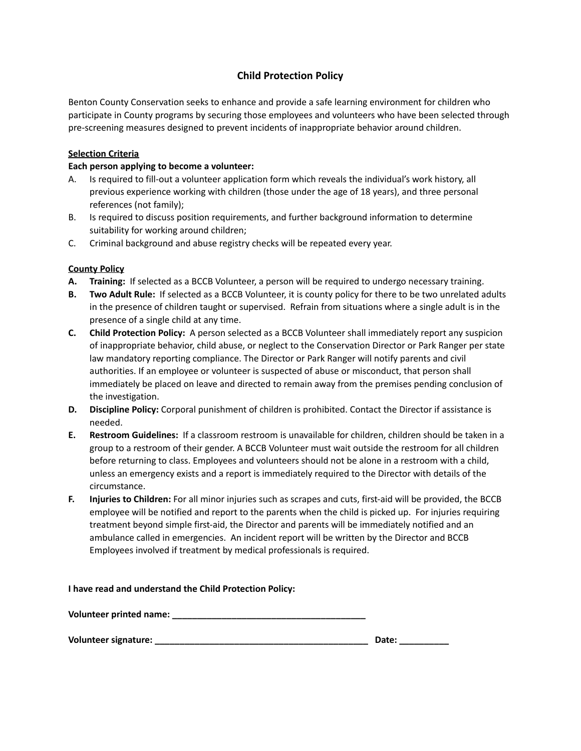# Child Protection Policy

Benton County Conservation seeks to enhance and provide a safe learning environment for children who participate in County programs by securing those employees and volunteers who have been selected through pre-screening measures designed to prevent incidents of inappropriate behavior around children.

**Selection Criteria**

**Each person applying to become a volunteer:**

A. Is required to fill-out a volunteer application form which reveals the individual's work history, all previous experience working with children (those under the age of 18 years), and three personal references (not family);

B. Is required to discuss position requirements, and further background information to determine suitability for working around children;

C. Criminal background and abuse registry checks will be repeated every year.

**County Policy**

**A. Training:** If selected as a BCCB Volunteer, a person will be required to undergo necessary training.

**B. Two Adult Rule:** If selected as a BCCB Volunteer, it is county policy for there to be two unrelated adults in the presence of children taught or supervised. Refrain from situations where a single adult is in the presence of a single child at any time.

**C. Child Protection Policy:** A person selected as a BCCB Volunteer shall immediately report any suspicion of inappropriate behavior, child abuse, or neglect to the Conservation Director or Park Ranger per state law mandatory reporting compliance. The Director or Park Ranger will notify parents and civil authorities. If an employee or volunteer is suspected of abuse or misconduct, that person shall immediately be placed on leave and directed to remain away from the premises pending conclusion of the investigation.

**D. Discipline Policy:** Corporal punishment of children is prohibited. Contact the Director if assistance is needed.

**E. Restroom Guidelines:** If a classroom restroom is unavailable for children, children should be taken in a group to a restroom of their gender. A BCCB Volunteer must wait outside the restroom for all children before returning to class. Employees and volunteers should not be alone in a restroom with a child, unless an emergency exists and a report is immediately required to the Director with details of the circumstance.

**F. Injuries to Children:** For all minor injuries such as scrapes and cuts, first-aid will be provided, the BCCB employee will be notified and report to the parents when the child is picked up. For injuries requiring treatment beyond simple first-aid, the Director and parents will be immediately notified and an ambulance called in emergencies. An incident report will be written by the Director and BCCB Employees involved if treatment by medical professionals is required.

**I have read and understand the Child Protection Policy:**

**Volunteer printed name: ________________________________________**

**Volunteer signature: ____________________________________________ Date: __________**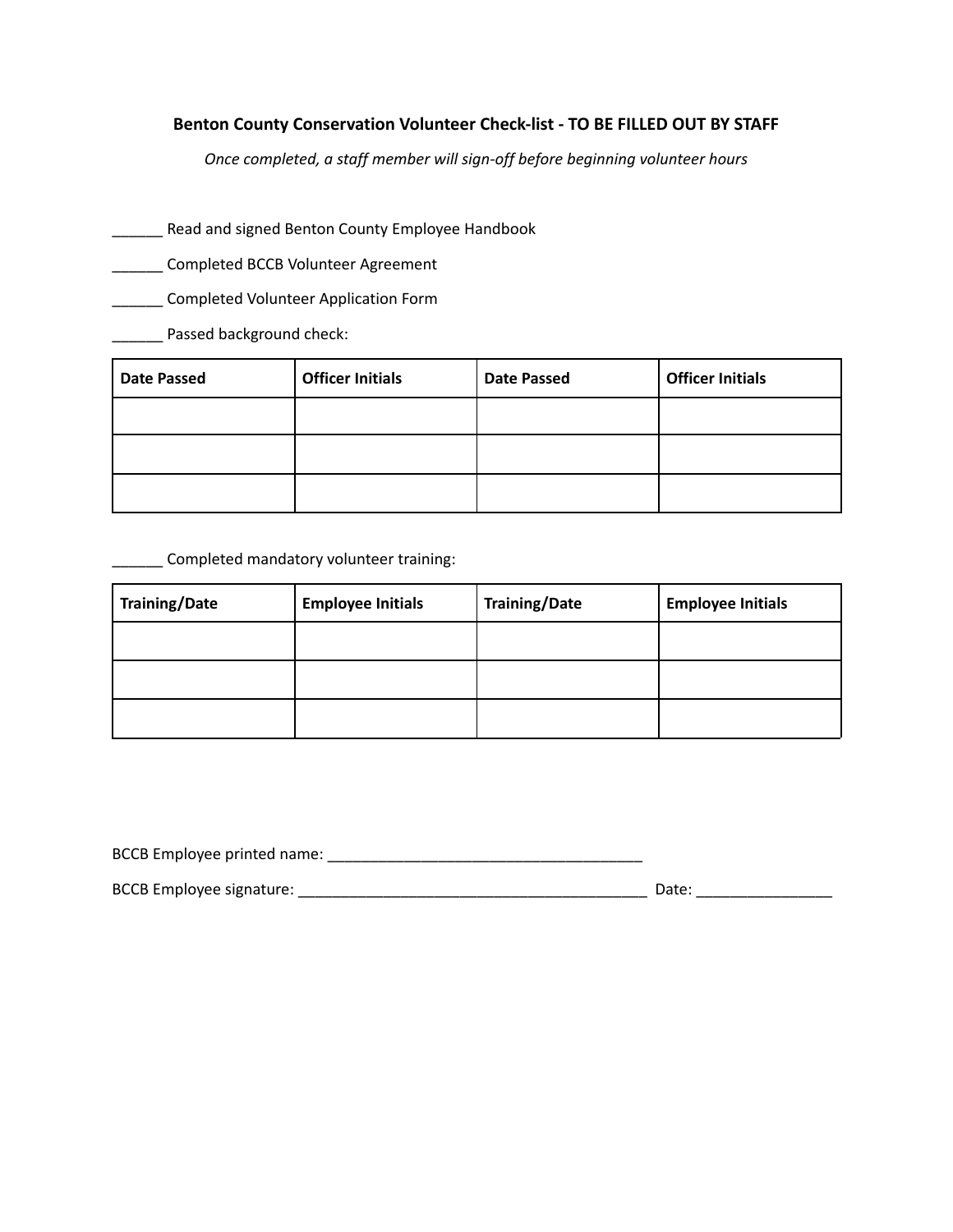**Benton County Conservation Volunteer Check-list - TO BE FILLED OUT BY STAFF**

*Once completed, a staff member will sign-off before beginning volunteer hours*

______ Read and signed Benton County Employee Handbook

______ Completed BCCB Volunteer Agreement

______ Completed Volunteer Application Form

______ Passed background check:

| Date Passed | Officer Initials | Date Passed | Officer Initials |
|---|---|---|---|
| | | | |
| | | | |
| | | | |

______ Completed mandatory volunteer training:

| Training/Date | Employee Initials | Training/Date | Employee Initials |
|---|---|---|---|
| | | | |
| | | | |
| | | | |

BCCB Employee printed name: ______________________________________

BCCB Employee signature: __________________________________________ Date: ________________